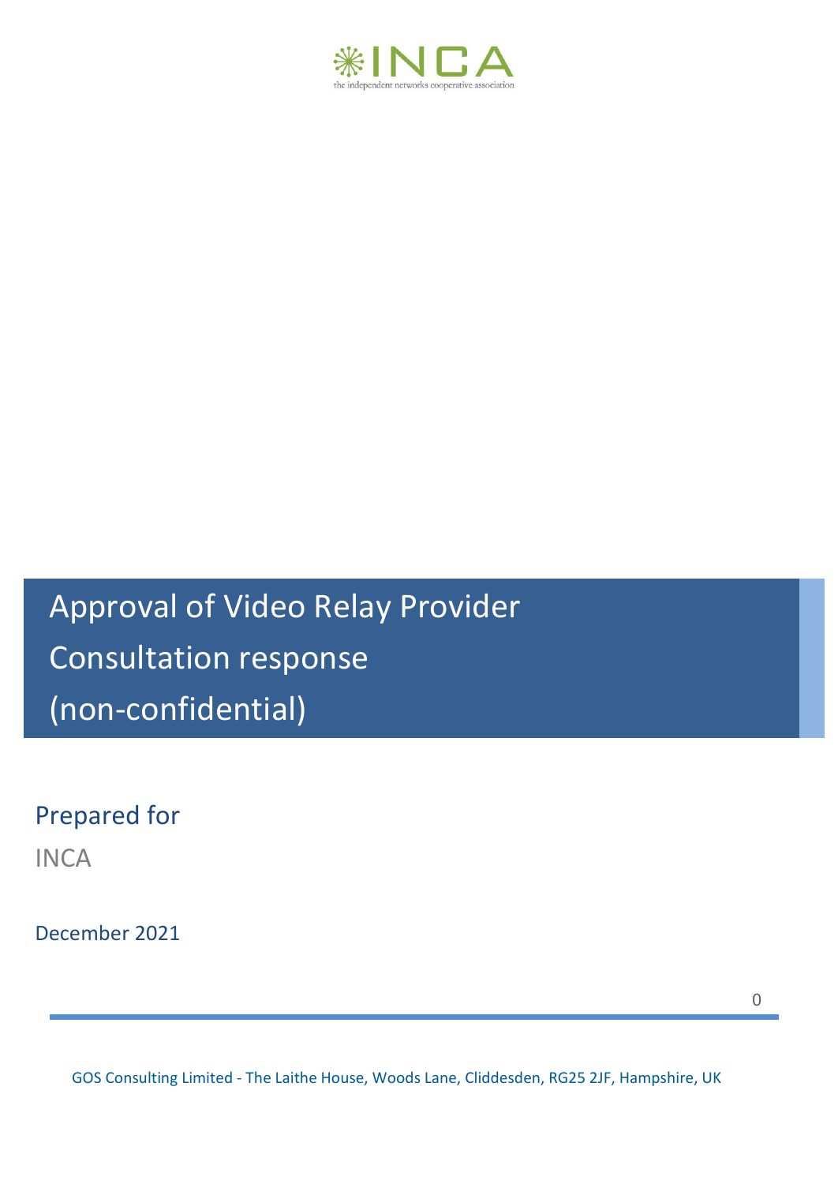INCA

the independent networks cooperative association

# Approval of Video Relay Provider
# Consultation response
# (non-confidential)

Prepared for

INCA

December 2021

GOS Consulting Limited - The Laithe House, Woods Lane, Cliddesden, RG25 2JF, Hampshire, UK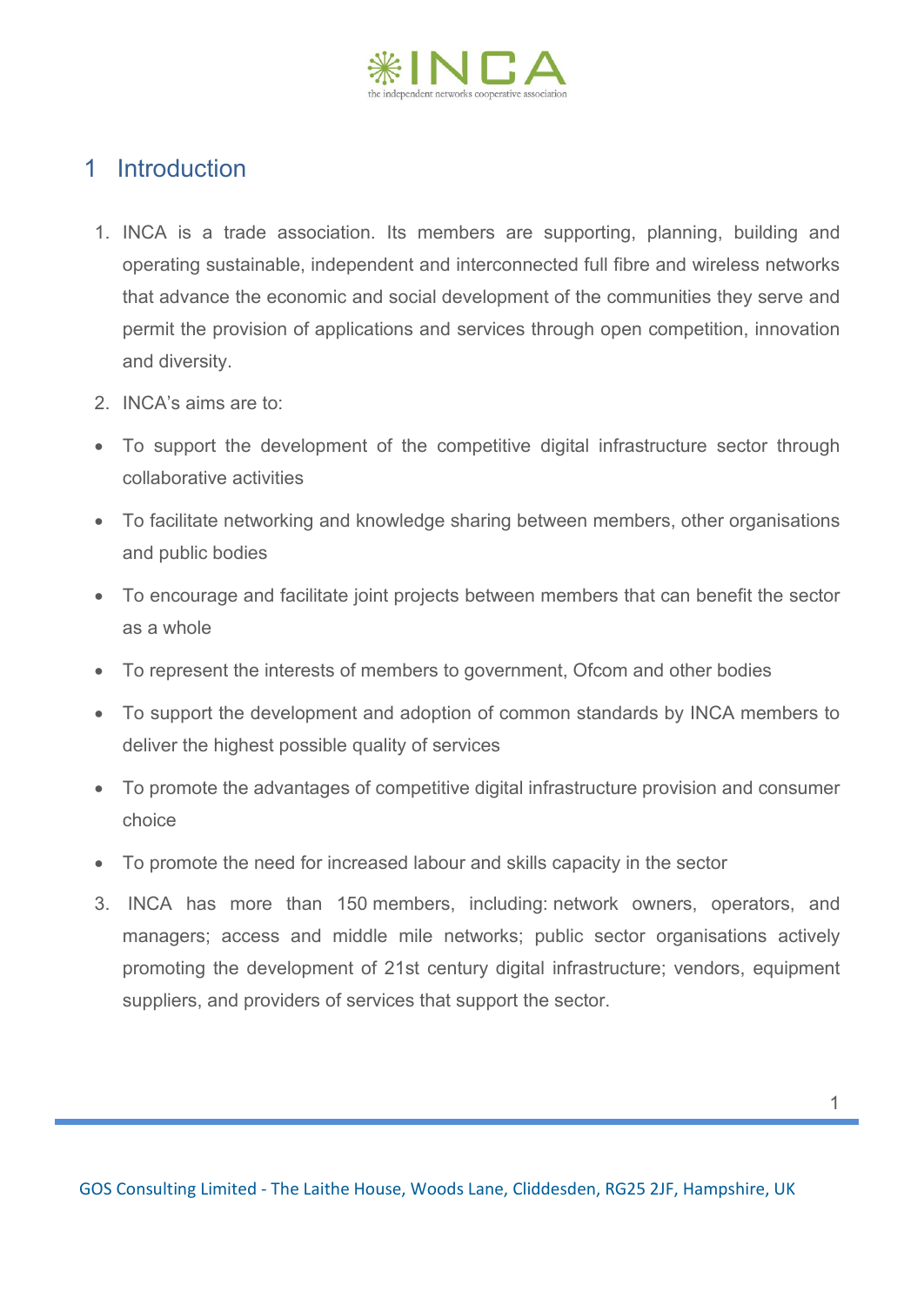# 1 Introduction

1. INCA is a trade association. Its members are supporting, planning, building and operating sustainable, independent and interconnected full fibre and wireless networks that advance the economic and social development of the communities they serve and permit the provision of applications and services through open competition, innovation and diversity.

2. INCA's aims are to:

- To support the development of the competitive digital infrastructure sector through collaborative activities
- To facilitate networking and knowledge sharing between members, other organisations and public bodies
- To encourage and facilitate joint projects between members that can benefit the sector as a whole
- To represent the interests of members to government, Ofcom and other bodies
- To support the development and adoption of common standards by INCA members to deliver the highest possible quality of services
- To promote the advantages of competitive digital infrastructure provision and consumer choice
- To promote the need for increased labour and skills capacity in the sector

3. INCA has more than 150 members, including: network owners, operators, and managers; access and middle mile networks; public sector organisations actively promoting the development of 21st century digital infrastructure; vendors, equipment suppliers, and providers of services that support the sector.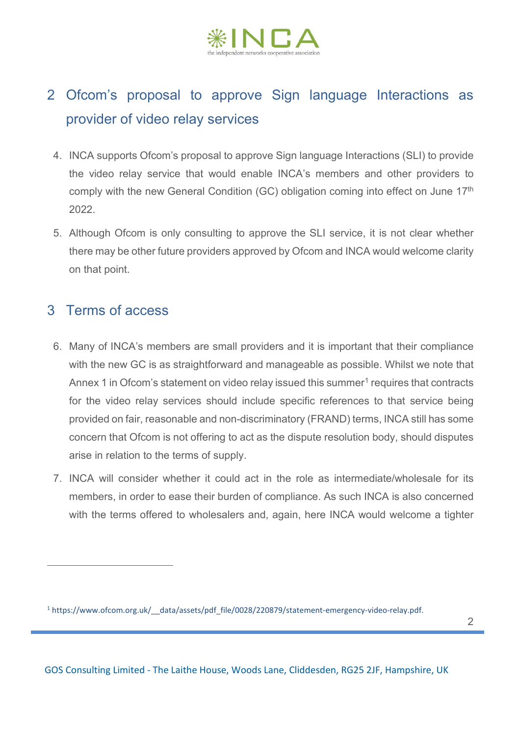## 2 Ofcom's proposal to approve Sign language Interactions as provider of video relay services

4. INCA supports Ofcom's proposal to approve Sign language Interactions (SLI) to provide the video relay service that would enable INCA's members and other providers to comply with the new General Condition (GC) obligation coming into effect on June 17th 2022.

5. Although Ofcom is only consulting to approve the SLI service, it is not clear whether there may be other future providers approved by Ofcom and INCA would welcome clarity on that point.

## 3 Terms of access

6. Many of INCA's members are small providers and it is important that their compliance with the new GC is as straightforward and manageable as possible. Whilst we note that Annex 1 in Ofcom's statement on video relay issued this summer[1] requires that contracts for the video relay services should include specific references to that service being provided on fair, reasonable and non-discriminatory (FRAND) terms, INCA still has some concern that Ofcom is not offering to act as the dispute resolution body, should disputes arise in relation to the terms of supply.

7. INCA will consider whether it could act in the role as intermediate/wholesale for its members, in order to ease their burden of compliance. As such INCA is also concerned with the terms offered to wholesalers and, again, here INCA would welcome a tighter

[1] https://www.ofcom.org.uk/__data/assets/pdf_file/0028/220879/statement-emergency-video-relay.pdf.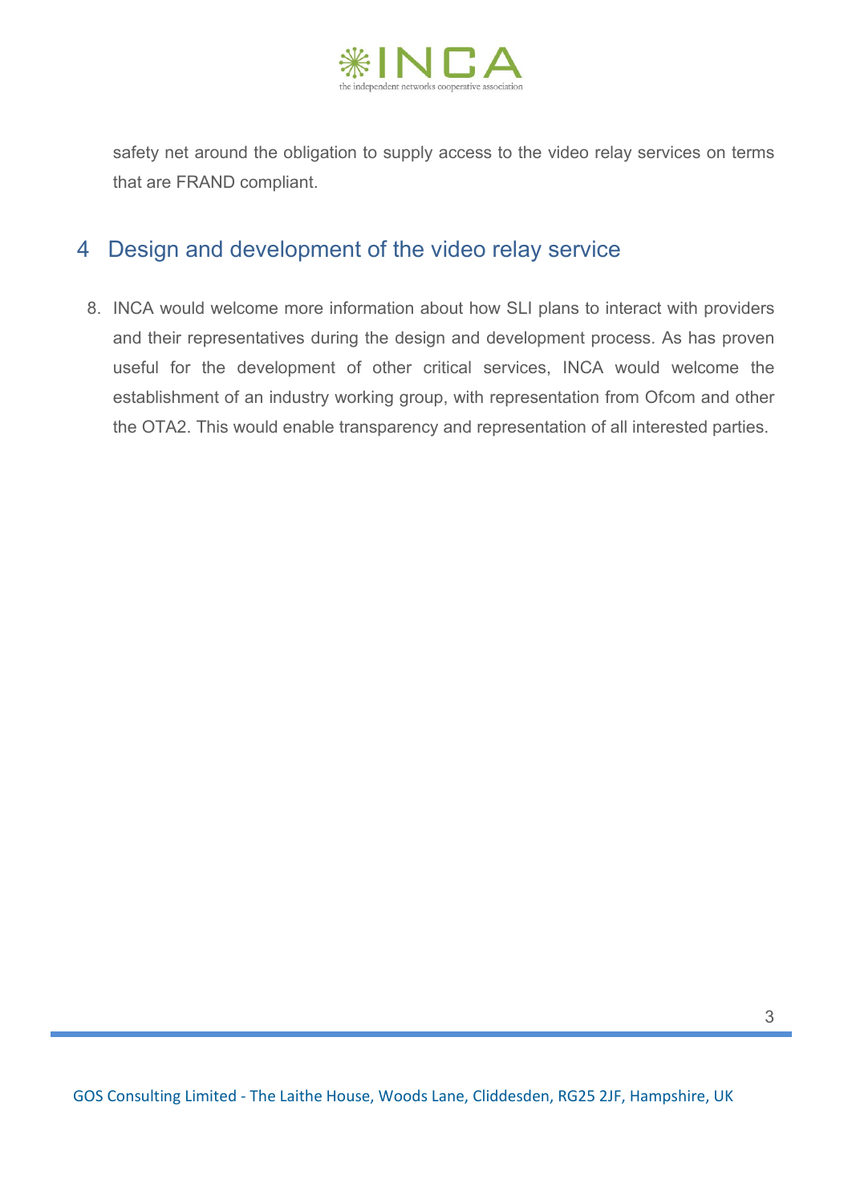safety net around the obligation to supply access to the video relay services on terms that are FRAND compliant.

## 4 Design and development of the video relay service

8. INCA would welcome more information about how SLI plans to interact with providers and their representatives during the design and development process. As has proven useful for the development of other critical services, INCA would welcome the establishment of an industry working group, with representation from Ofcom and other the OTA2. This would enable transparency and representation of all interested parties.